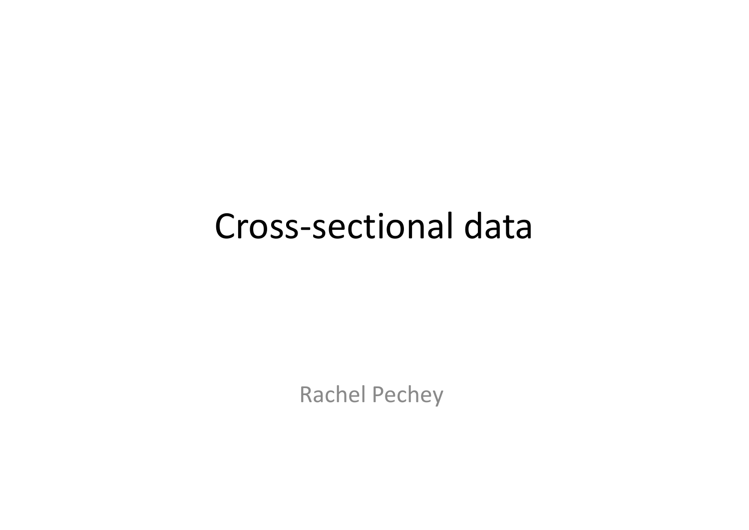# Cross-sectional data

Rachel Pechey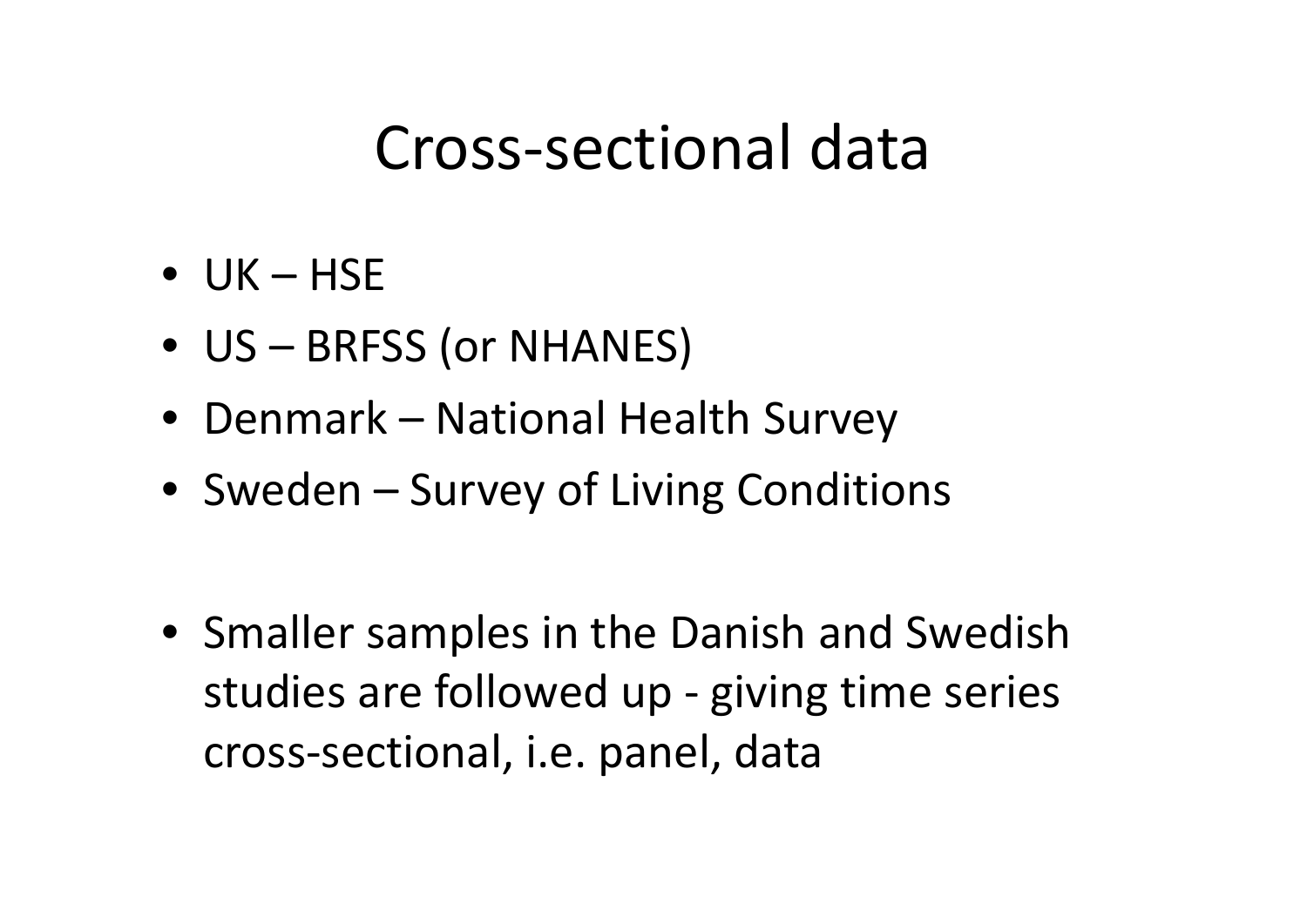# Cross-sectional data

- UK – HSE
- US – BRFSS (or NHANES)
- Denmark – National Health Survey
- Sweden – Survey of Living Conditions

- Smaller samples in the Danish and Swedish studies are followed up - giving time series cross-sectional, i.e. panel, data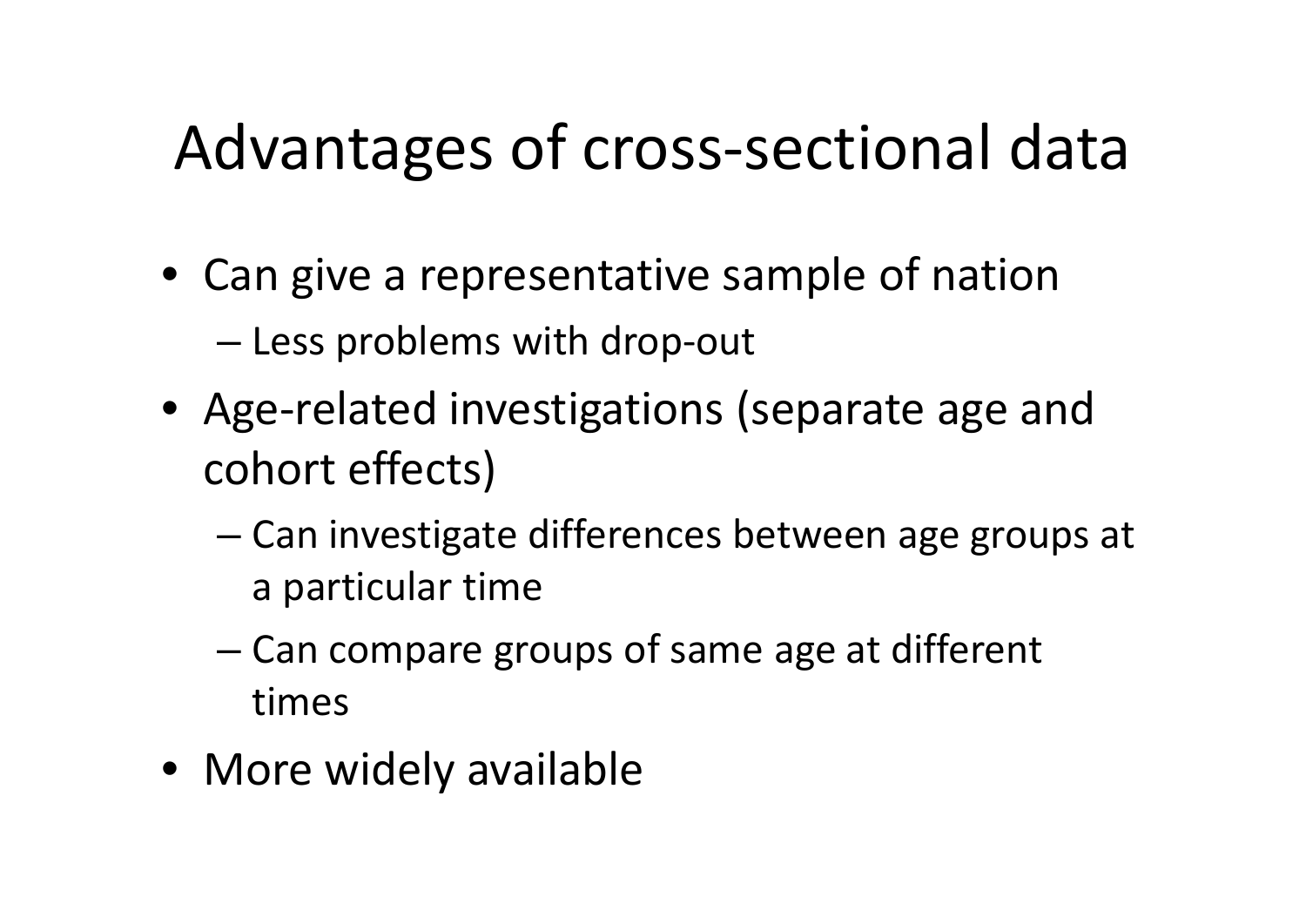# Advantages of cross-sectional data

- Can give a representative sample of nation
  - Less problems with drop-out
- Age-related investigations (separate age and cohort effects)
  - Can investigate differences between age groups at a particular time
  - Can compare groups of same age at different times
- More widely available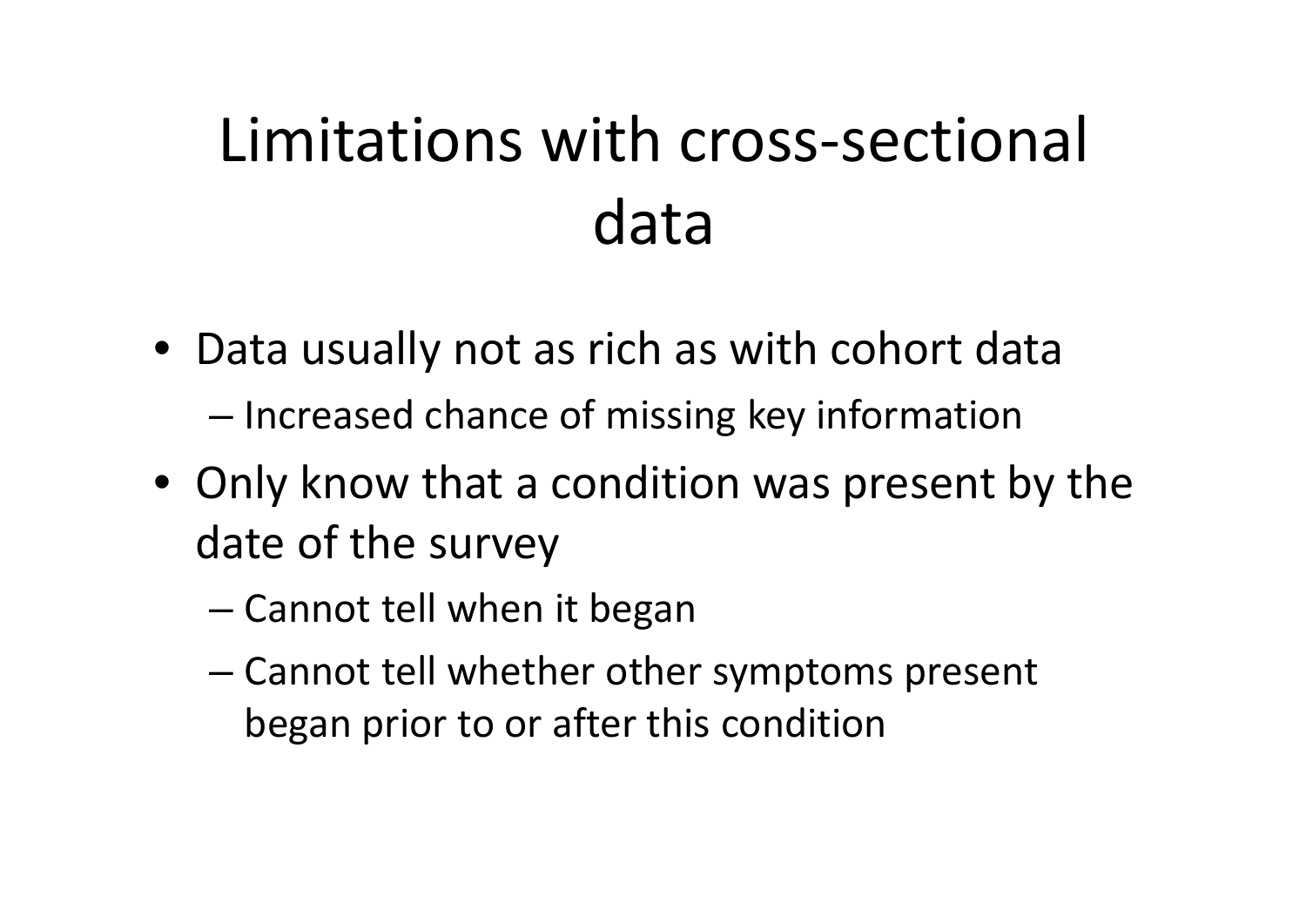# Limitations with cross-sectional data

- Data usually not as rich as with cohort data
  - Increased chance of missing key information
- Only know that a condition was present by the date of the survey
  - Cannot tell when it began
  - Cannot tell whether other symptoms present began prior to or after this condition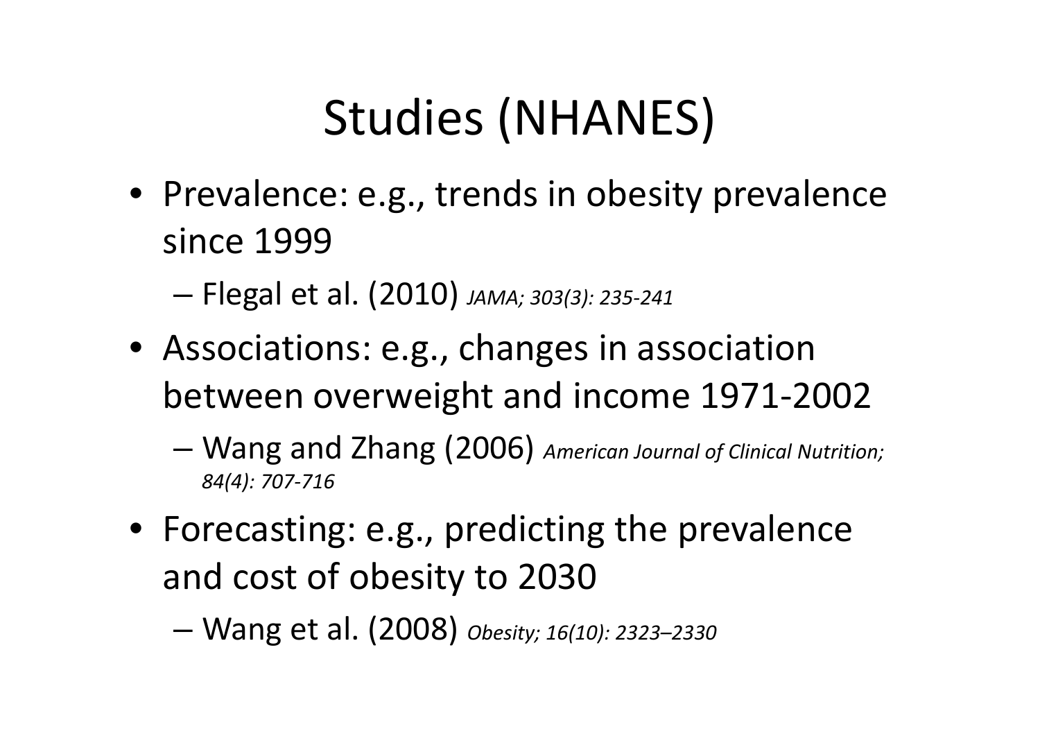# Studies (NHANES)

- Prevalence: e.g., trends in obesity prevalence since 1999
  - Flegal et al. (2010) *JAMA; 303(3): 235-241*
- Associations: e.g., changes in association between overweight and income 1971-2002
  - Wang and Zhang (2006) *American Journal of Clinical Nutrition; 84(4): 707-716*
- Forecasting: e.g., predicting the prevalence and cost of obesity to 2030
  - Wang et al. (2008) *Obesity; 16(10): 2323–2330*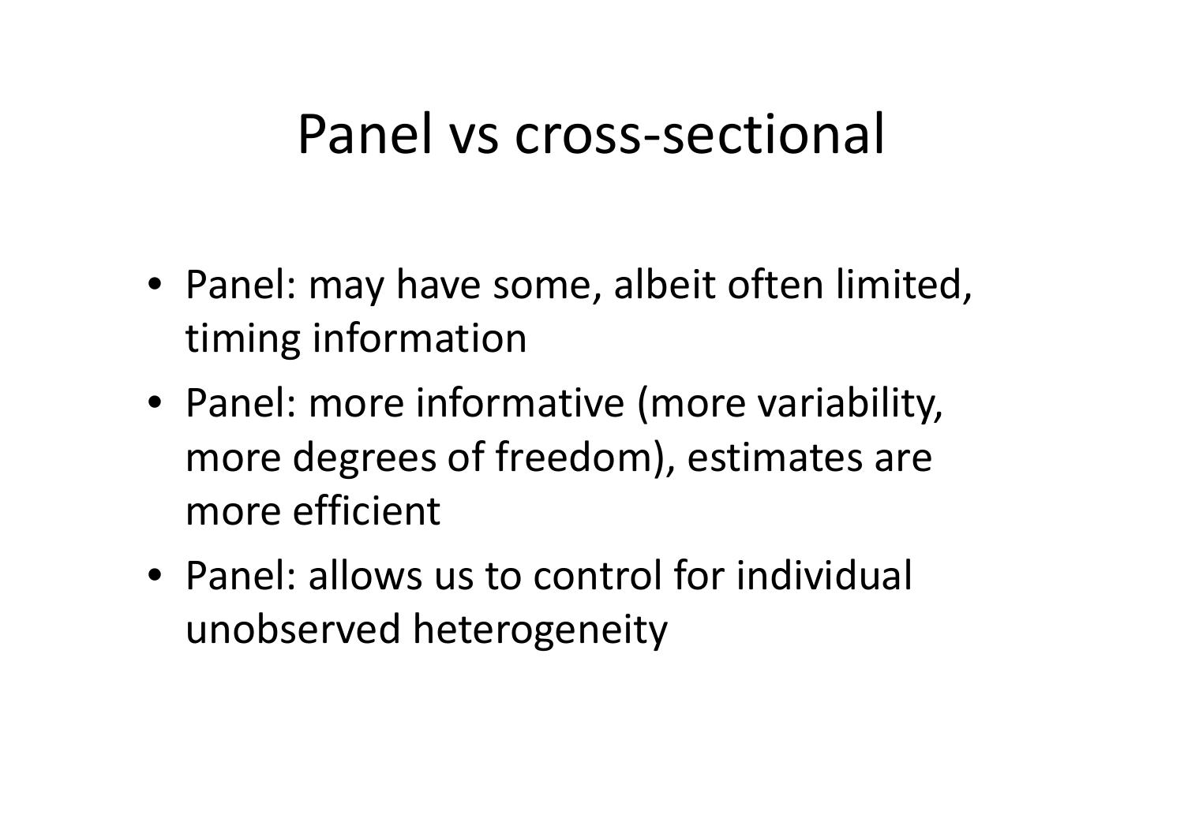# Panel vs cross-sectional

- Panel: may have some, albeit often limited, timing information
- Panel: more informative (more variability, more degrees of freedom), estimates are more efficient
- Panel: allows us to control for individual unobserved heterogeneity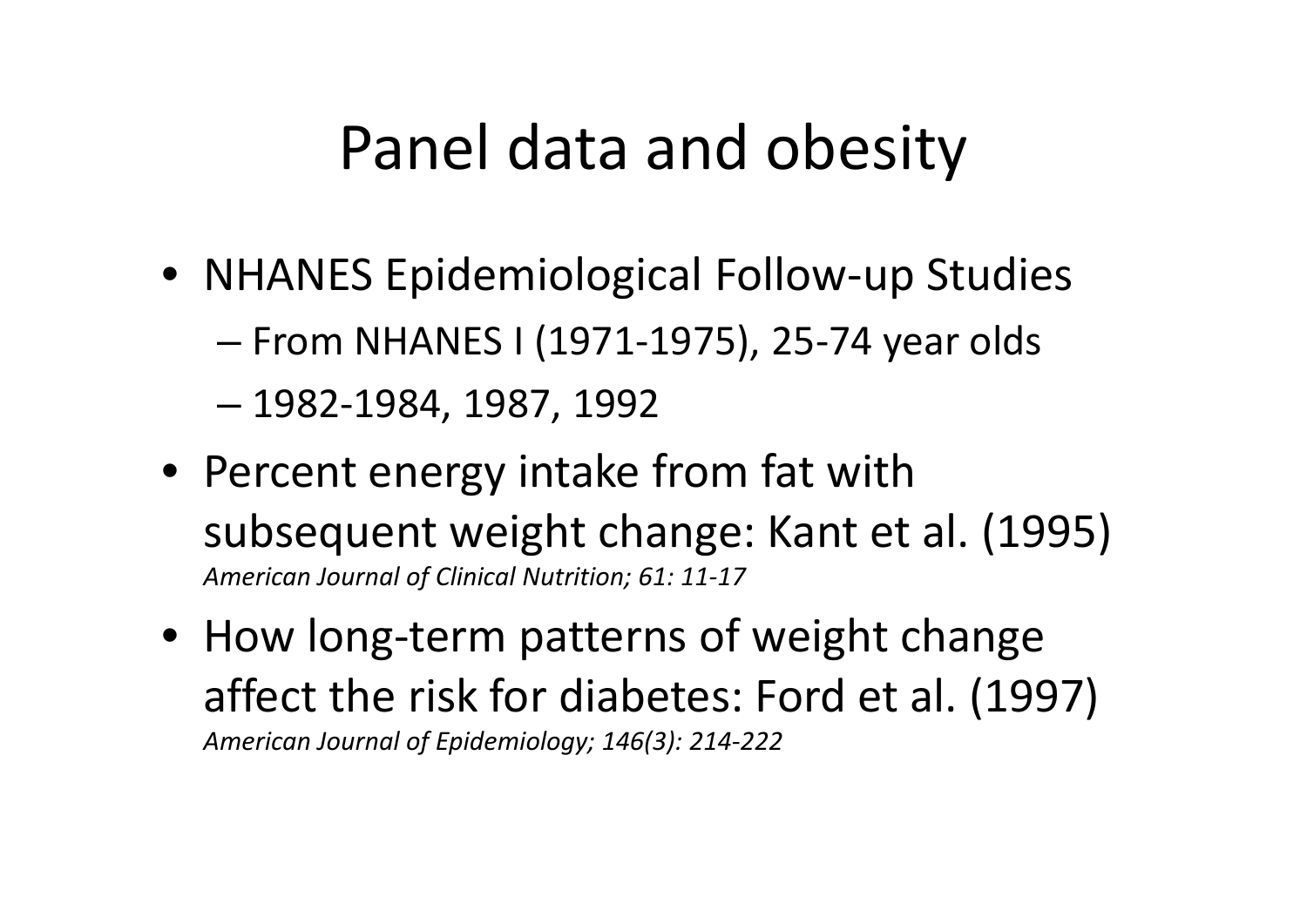# Panel data and obesity

- NHANES Epidemiological Follow-up Studies
  - From NHANES I (1971-1975), 25-74 year olds
  - 1982-1984, 1987, 1992
- Percent energy intake from fat with subsequent weight change: Kant et al. (1995)
  *American Journal of Clinical Nutrition; 61: 11-17*
- How long-term patterns of weight change affect the risk for diabetes: Ford et al. (1997)
  *American Journal of Epidemiology; 146(3): 214-222*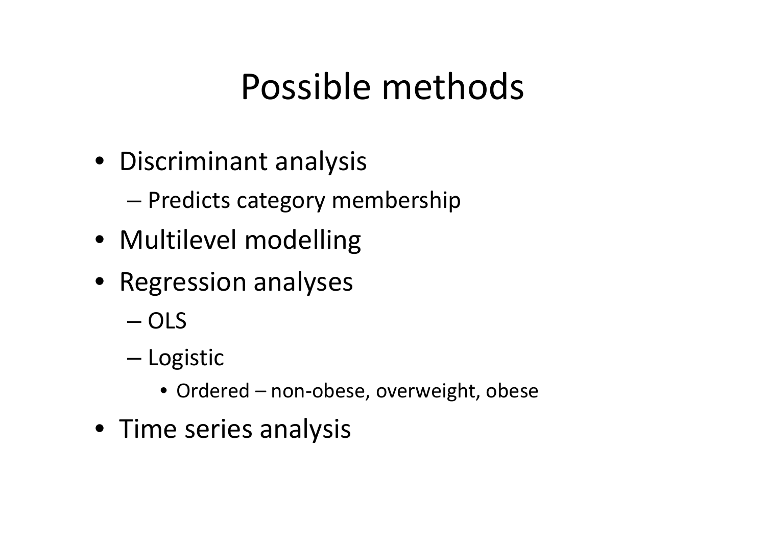# Possible methods

- Discriminant analysis
  - Predicts category membership
- Multilevel modelling
- Regression analyses
  - OLS
  - Logistic
    - Ordered – non-obese, overweight, obese
- Time series analysis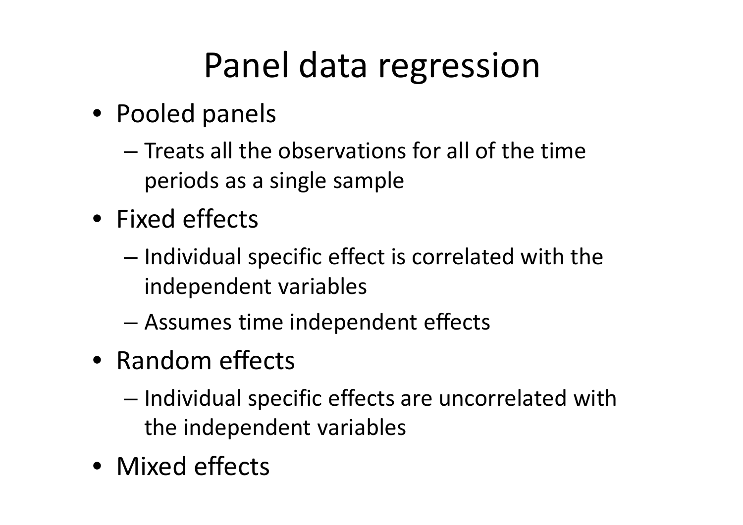# Panel data regression

- Pooled panels
  - Treats all the observations for all of the time periods as a single sample
- Fixed effects
  - Individual specific effect is correlated with the independent variables
  - Assumes time independent effects
- Random effects
  - Individual specific effects are uncorrelated with the independent variables
- Mixed effects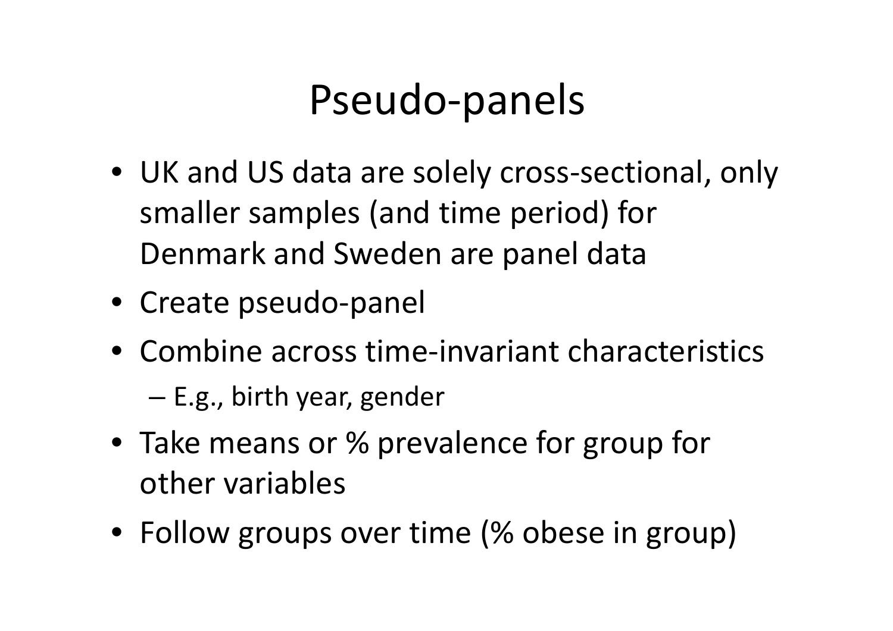# Pseudo-panels

- UK and US data are solely cross-sectional, only smaller samples (and time period) for Denmark and Sweden are panel data
- Create pseudo-panel
- Combine across time-invariant characteristics
  - E.g., birth year, gender
- Take means or % prevalence for group for other variables
- Follow groups over time (% obese in group)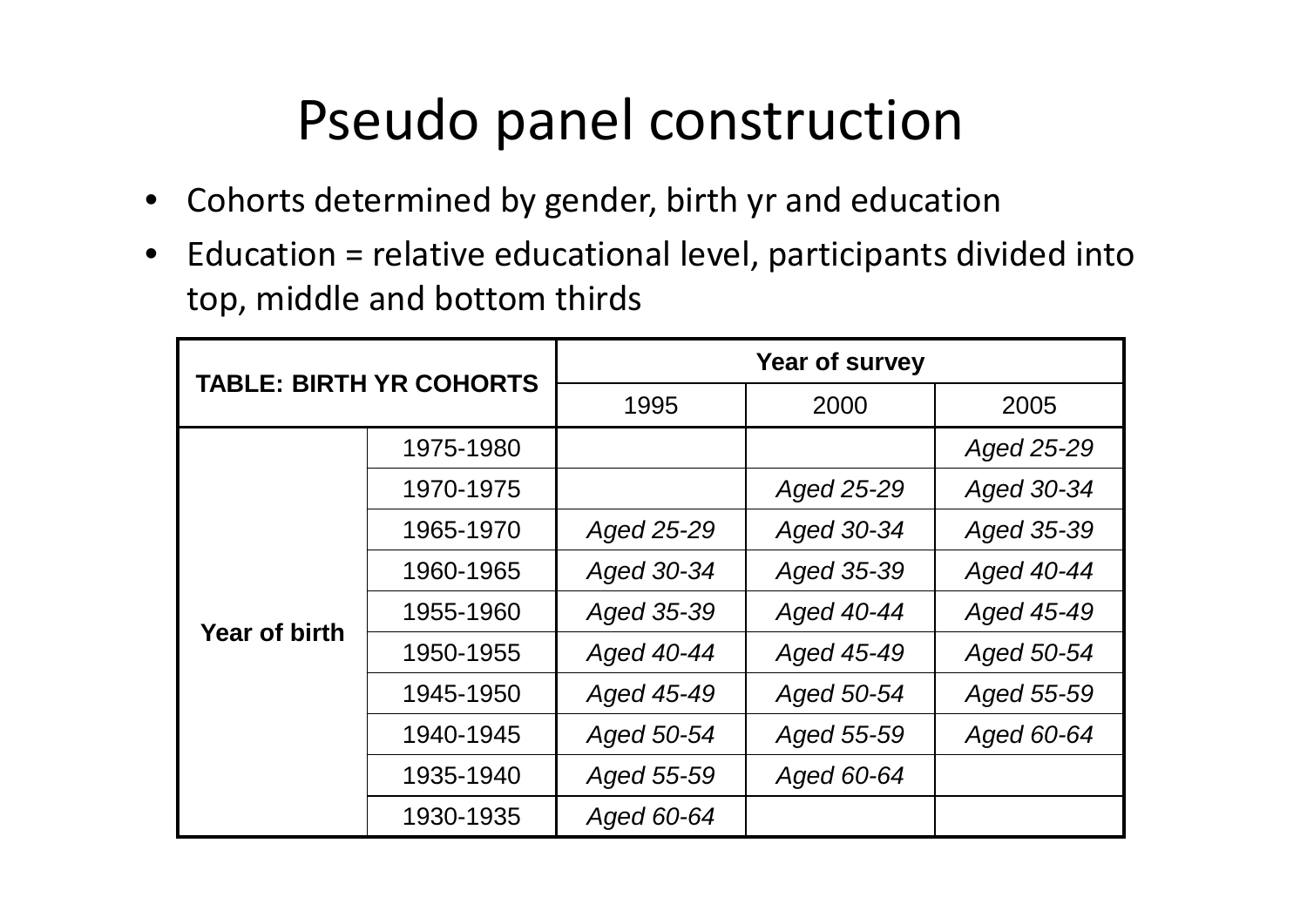# Pseudo panel construction

- Cohorts determined by gender, birth yr and education
- Education = relative educational level, participants divided into top, middle and bottom thirds

| **TABLE: BIRTH YR COHORTS** | | **Year of survey** | | |
|---|---|---|---|---|
| | | 1995 | 2000 | 2005 |
| **Year of birth** | 1975-1980 | | | *Aged 25-29* |
| | 1970-1975 | | *Aged 25-29* | *Aged 30-34* |
| | 1965-1970 | *Aged 25-29* | *Aged 30-34* | *Aged 35-39* |
| | 1960-1965 | *Aged 30-34* | *Aged 35-39* | *Aged 40-44* |
| | 1955-1960 | *Aged 35-39* | *Aged 40-44* | *Aged 45-49* |
| | 1950-1955 | *Aged 40-44* | *Aged 45-49* | *Aged 50-54* |
| | 1945-1950 | *Aged 45-49* | *Aged 50-54* | *Aged 55-59* |
| | 1940-1945 | *Aged 50-54* | *Aged 55-59* | *Aged 60-64* |
| | 1935-1940 | *Aged 55-59* | *Aged 60-64* | |
| | 1930-1935 | *Aged 60-64* | | |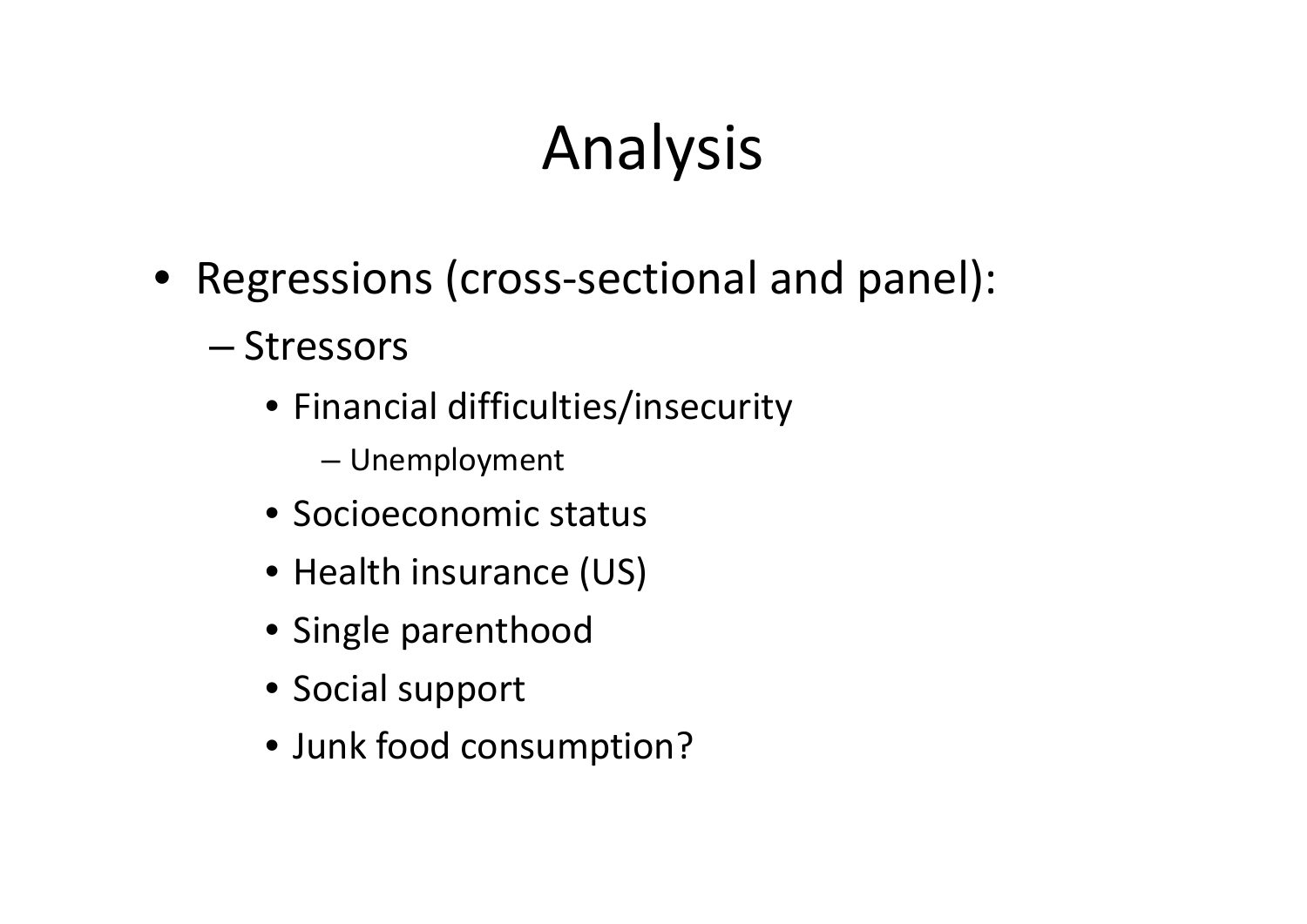# Analysis

- Regressions (cross-sectional and panel):
  - Stressors
    - Financial difficulties/insecurity
      - Unemployment
    - Socioeconomic status
    - Health insurance (US)
    - Single parenthood
    - Social support
    - Junk food consumption?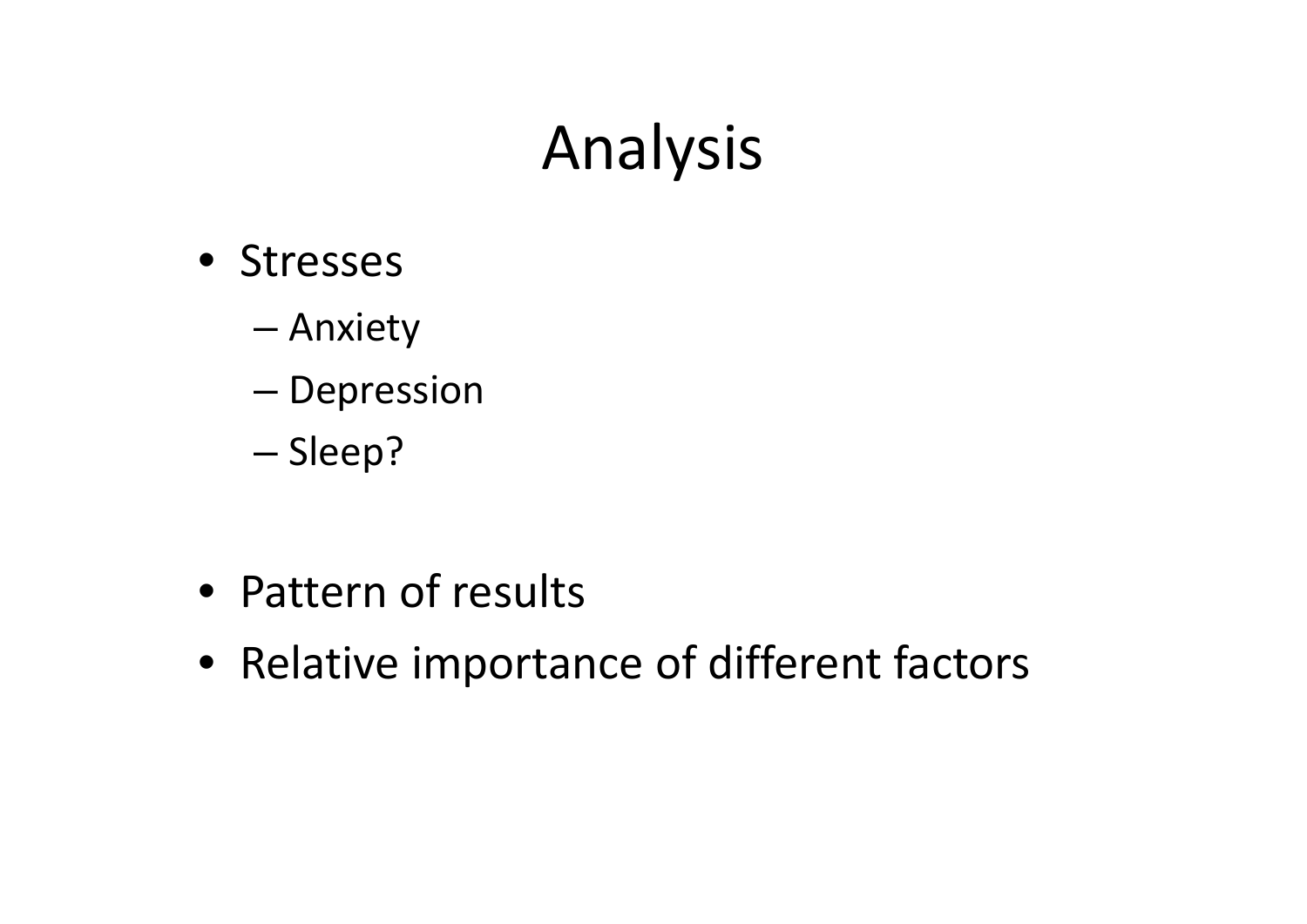# Analysis

- Stresses
  - Anxiety
  - Depression
  - Sleep?

- Pattern of results
- Relative importance of different factors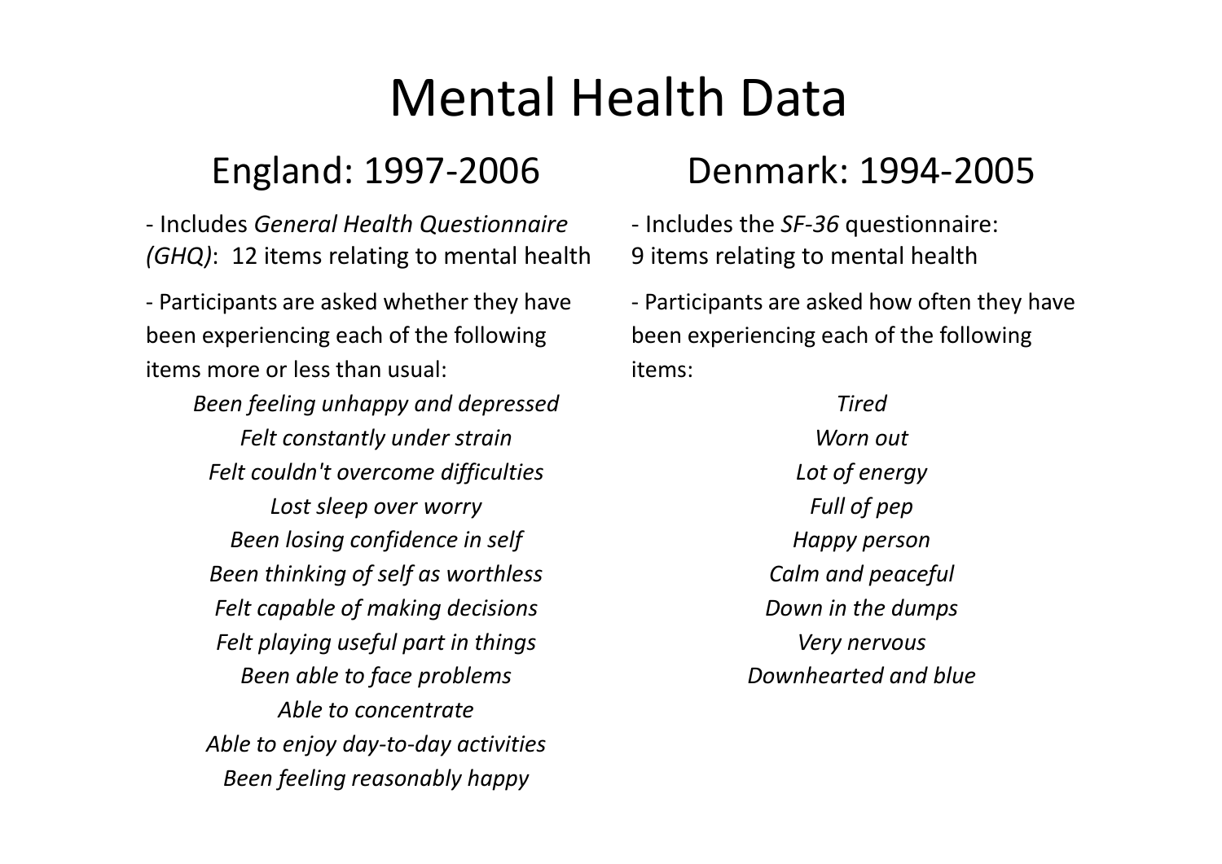# Mental Health Data

## England: 1997-2006

- Includes *General Health Questionnaire (GHQ)*: 12 items relating to mental health

- Participants are asked whether they have been experiencing each of the following items more or less than usual:

*Been feeling unhappy and depressed*
*Felt constantly under strain*
*Felt couldn't overcome difficulties*
*Lost sleep over worry*
*Been losing confidence in self*
*Been thinking of self as worthless*
*Felt capable of making decisions*
*Felt playing useful part in things*
*Been able to face problems*
*Able to concentrate*
*Able to enjoy day-to-day activities*
*Been feeling reasonably happy*

## Denmark: 1994-2005

- Includes the *SF-36* questionnaire: 9 items relating to mental health

- Participants are asked how often they have been experiencing each of the following items:

*Tired*
*Worn out*
*Lot of energy*
*Full of pep*
*Happy person*
*Calm and peaceful*
*Down in the dumps*
*Very nervous*
*Downhearted and blue*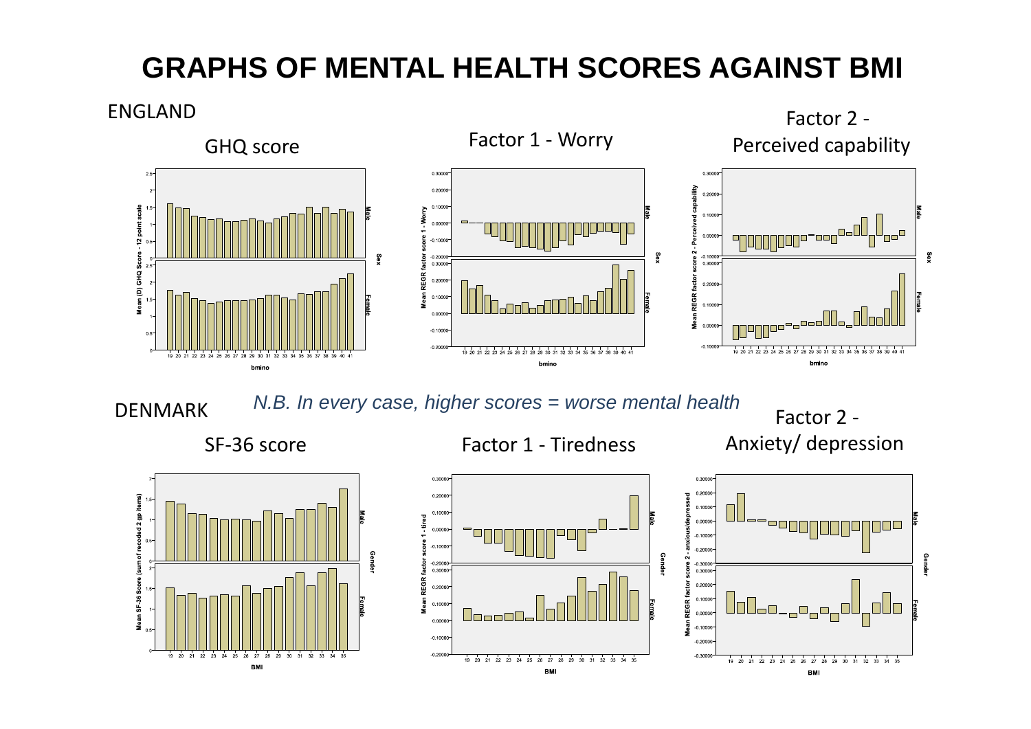# GRAPHS OF MENTAL HEALTH SCORES AGAINST BMI

ENGLAND

GHQ score

Factor 1 - Worry

Factor 2 - Perceived capability

DENMARK

*N.B. In every case, higher scores = worse mental health*

SF-36 score

Factor 1 - Tiredness

Factor 2 - Anxiety/ depression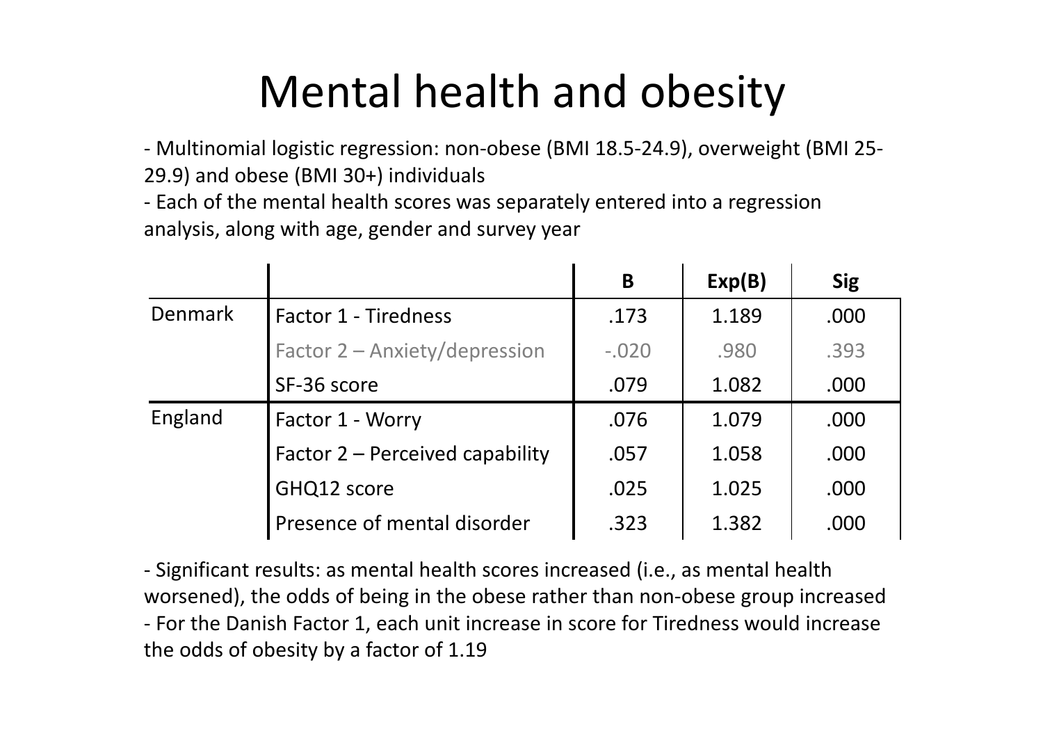# Mental health and obesity

- Multinomial logistic regression: non-obese (BMI 18.5-24.9), overweight (BMI 25-29.9) and obese (BMI 30+) individuals
- Each of the mental health scores was separately entered into a regression analysis, along with age, gender and survey year

| | | B | Exp(B) | Sig |
|---|---|---|---|---|
| Denmark | Factor 1 - Tiredness | .173 | 1.189 | .000 |
| | Factor 2 – Anxiety/depression | -.020 | .980 | .393 |
| | SF-36 score | .079 | 1.082 | .000 |
| England | Factor 1 - Worry | .076 | 1.079 | .000 |
| | Factor 2 – Perceived capability | .057 | 1.058 | .000 |
| | GHQ12 score | .025 | 1.025 | .000 |
| | Presence of mental disorder | .323 | 1.382 | .000 |

- Significant results: as mental health scores increased (i.e., as mental health worsened), the odds of being in the obese rather than non-obese group increased
- For the Danish Factor 1, each unit increase in score for Tiredness would increase the odds of obesity by a factor of 1.19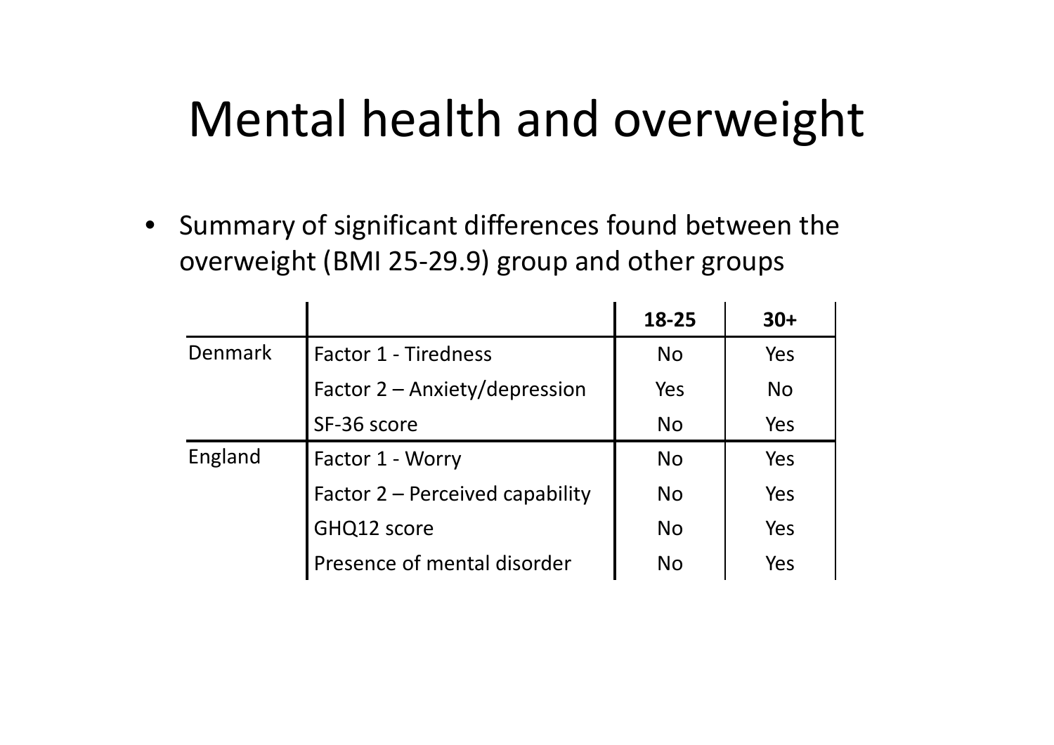# Mental health and overweight

- Summary of significant differences found between the overweight (BMI 25-29.9) group and other groups

| | | **18-25** | **30+** |
|---|---|---|---|
| Denmark | Factor 1 - Tiredness | No | Yes |
| | Factor 2 – Anxiety/depression | Yes | No |
| | SF-36 score | No | Yes |
| England | Factor 1 - Worry | No | Yes |
| | Factor 2 – Perceived capability | No | Yes |
| | GHQ12 score | No | Yes |
| | Presence of mental disorder | No | Yes |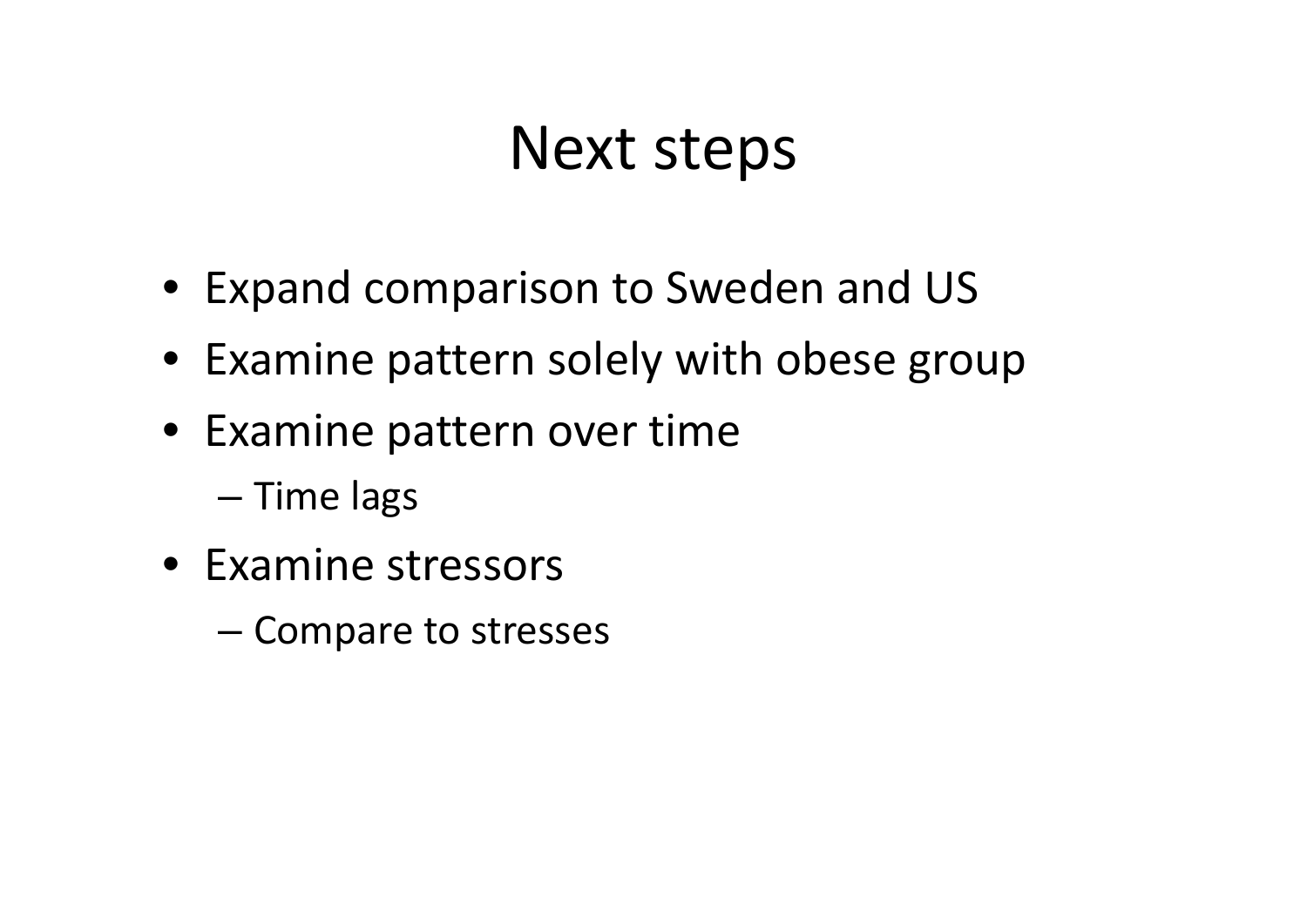# Next steps

- Expand comparison to Sweden and US
- Examine pattern solely with obese group
- Examine pattern over time
  - Time lags
- Examine stressors
  - Compare to stresses